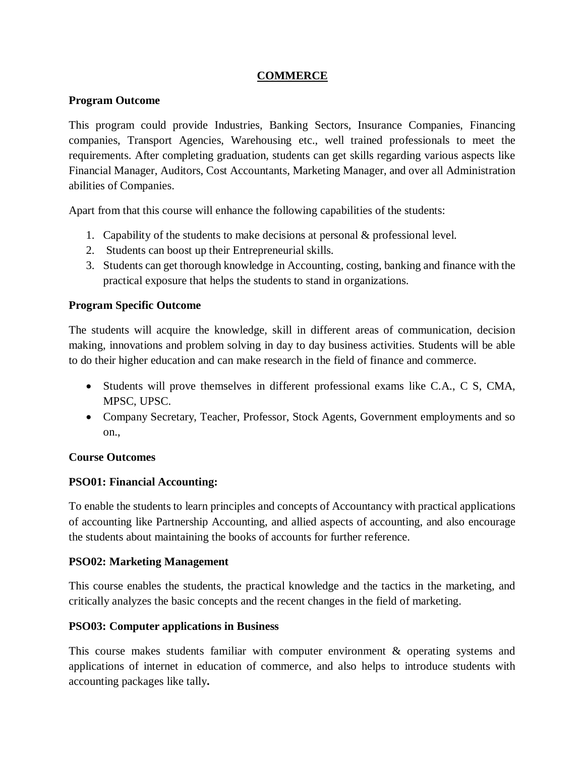# COMMERCE

**Program Outcome**

This program could provide Industries, Banking Sectors, Insurance Companies, Financing companies, Transport Agencies, Warehousing etc., well trained professionals to meet the requirements. After completing graduation, students can get skills regarding various aspects like Financial Manager, Auditors, Cost Accountants, Marketing Manager, and over all Administration abilities of Companies.

Apart from that this course will enhance the following capabilities of the students:

1. Capability of the students to make decisions at personal & professional level.
2. Students can boost up their Entrepreneurial skills.
3. Students can get thorough knowledge in Accounting, costing, banking and finance with the practical exposure that helps the students to stand in organizations.

**Program Specific Outcome**

The students will acquire the knowledge, skill in different areas of communication, decision making, innovations and problem solving in day to day business activities. Students will be able to do their higher education and can make research in the field of finance and commerce.

- Students will prove themselves in different professional exams like C.A., C S, CMA, MPSC, UPSC.
- Company Secretary, Teacher, Professor, Stock Agents, Government employments and so on.,

**Course Outcomes**

**PSO01: Financial Accounting:**

To enable the students to learn principles and concepts of Accountancy with practical applications of accounting like Partnership Accounting, and allied aspects of accounting, and also encourage the students about maintaining the books of accounts for further reference.

**PSO02: Marketing Management**

This course enables the students, the practical knowledge and the tactics in the marketing, and critically analyzes the basic concepts and the recent changes in the field of marketing.

**PSO03: Computer applications in Business**

This course makes students familiar with computer environment & operating systems and applications of internet in education of commerce, and also helps to introduce students with accounting packages like tally**.**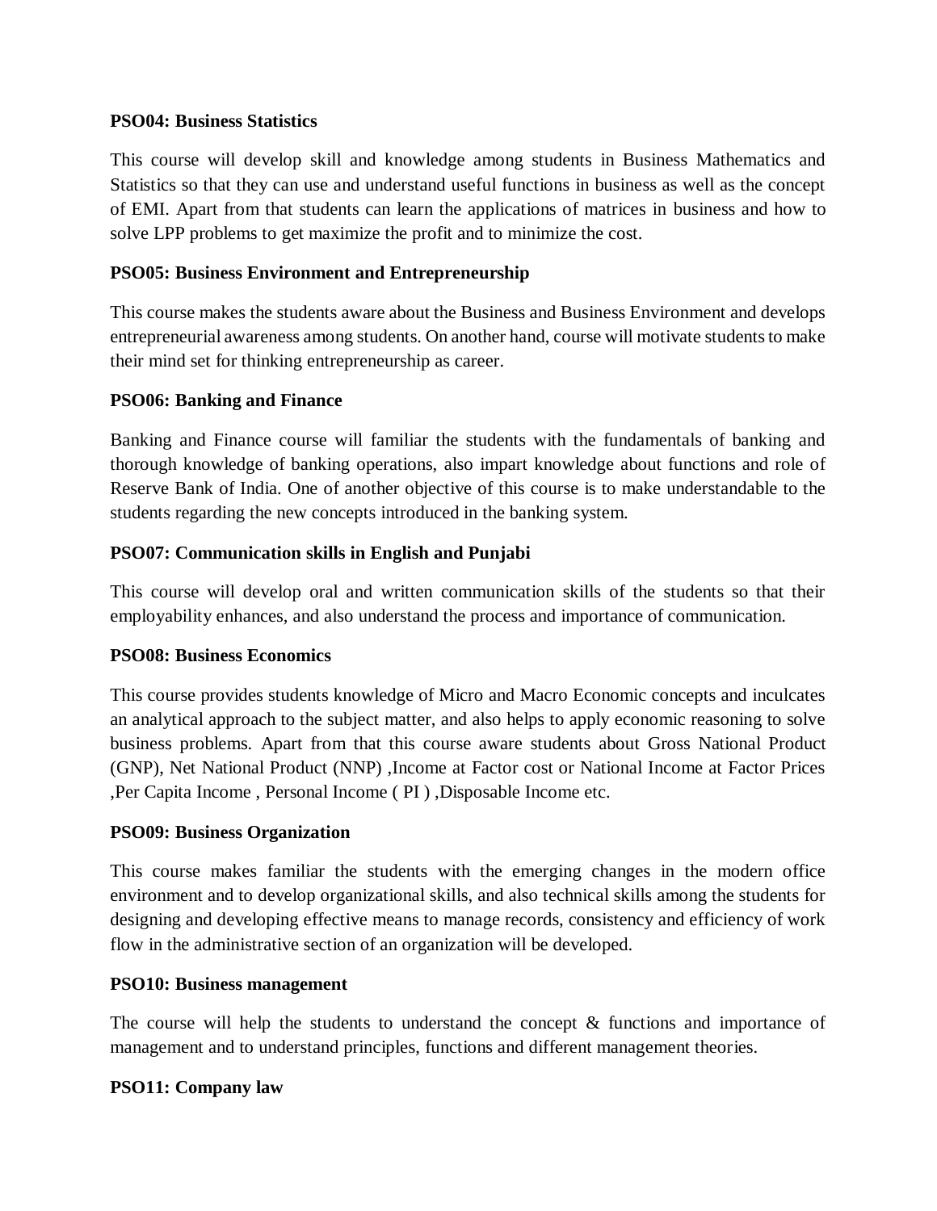**PSO04: Business Statistics**

This course will develop skill and knowledge among students in Business Mathematics and Statistics so that they can use and understand useful functions in business as well as the concept of EMI. Apart from that students can learn the applications of matrices in business and how to solve LPP problems to get maximize the profit and to minimize the cost.

**PSO05: Business Environment and Entrepreneurship**

This course makes the students aware about the Business and Business Environment and develops entrepreneurial awareness among students. On another hand, course will motivate students to make their mind set for thinking entrepreneurship as career.

**PSO06: Banking and Finance**

Banking and Finance course will familiar the students with the fundamentals of banking and thorough knowledge of banking operations, also impart knowledge about functions and role of Reserve Bank of India. One of another objective of this course is to make understandable to the students regarding the new concepts introduced in the banking system.

**PSO07: Communication skills in English and Punjabi**

This course will develop oral and written communication skills of the students so that their employability enhances, and also understand the process and importance of communication.

**PSO08: Business Economics**

This course provides students knowledge of Micro and Macro Economic concepts and inculcates an analytical approach to the subject matter, and also helps to apply economic reasoning to solve business problems. Apart from that this course aware students about Gross National Product (GNP), Net National Product (NNP) ,Income at Factor cost or National Income at Factor Prices ,Per Capita Income , Personal Income ( PI ) ,Disposable Income etc.

**PSO09: Business Organization**

This course makes familiar the students with the emerging changes in the modern office environment and to develop organizational skills, and also technical skills among the students for designing and developing effective means to manage records, consistency and efficiency of work flow in the administrative section of an organization will be developed.

**PSO10: Business management**

The course will help the students to understand the concept & functions and importance of management and to understand principles, functions and different management theories.

**PSO11: Company law**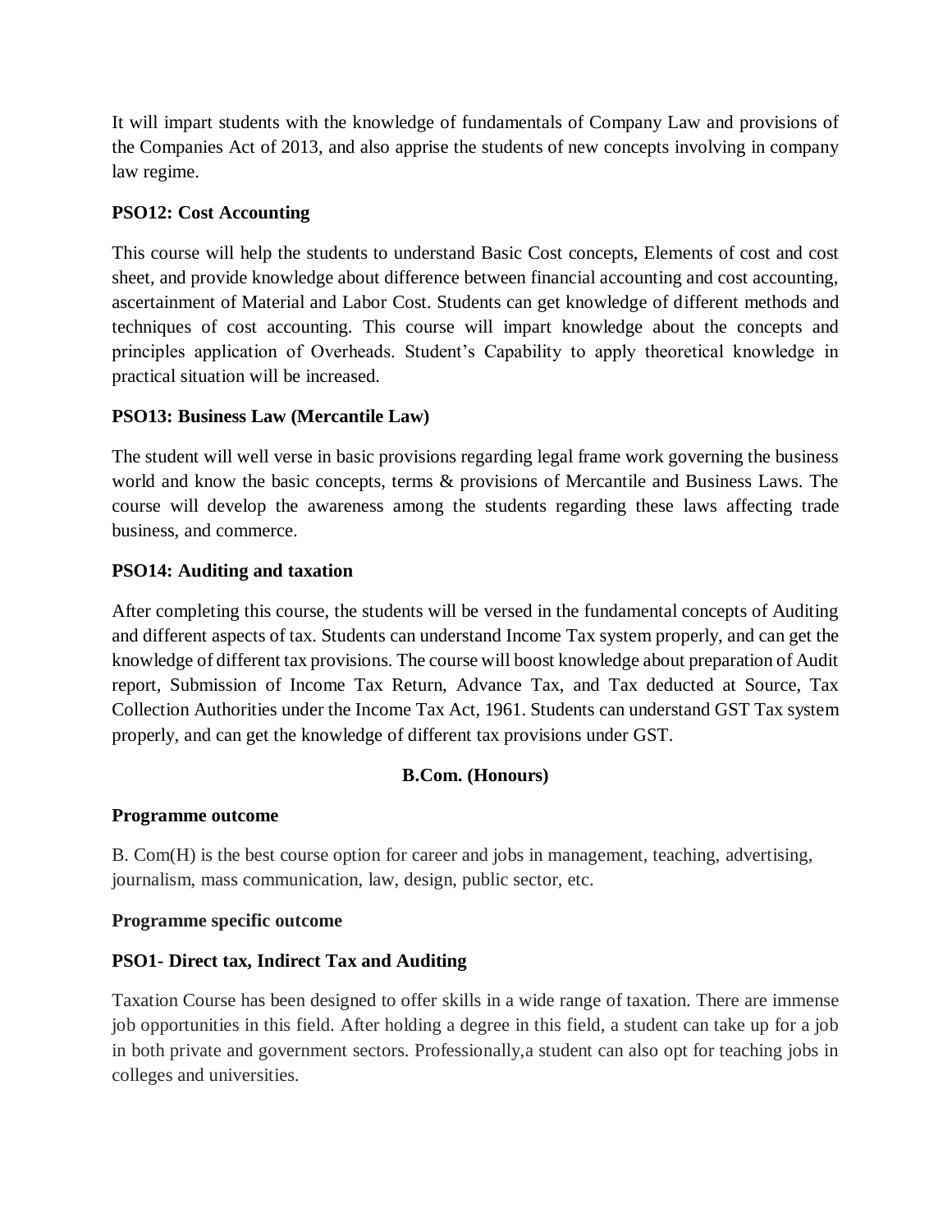It will impart students with the knowledge of fundamentals of Company Law and provisions of the Companies Act of 2013, and also apprise the students of new concepts involving in company law regime.

**PSO12: Cost Accounting**

This course will help the students to understand Basic Cost concepts, Elements of cost and cost sheet, and provide knowledge about difference between financial accounting and cost accounting, ascertainment of Material and Labor Cost. Students can get knowledge of different methods and techniques of cost accounting. This course will impart knowledge about the concepts and principles application of Overheads. Student's Capability to apply theoretical knowledge in practical situation will be increased.

**PSO13: Business Law (Mercantile Law)**

The student will well verse in basic provisions regarding legal frame work governing the business world and know the basic concepts, terms & provisions of Mercantile and Business Laws. The course will develop the awareness among the students regarding these laws affecting trade business, and commerce.

**PSO14: Auditing and taxation**

After completing this course, the students will be versed in the fundamental concepts of Auditing and different aspects of tax. Students can understand Income Tax system properly, and can get the knowledge of different tax provisions. The course will boost knowledge about preparation of Audit report, Submission of Income Tax Return, Advance Tax, and Tax deducted at Source, Tax Collection Authorities under the Income Tax Act, 1961. Students can understand GST Tax system properly, and can get the knowledge of different tax provisions under GST.

## B.Com. (Honours)

**Programme outcome**

B. Com(H) is the best course option for career and jobs in management, teaching, advertising, journalism, mass communication, law, design, public sector, etc.

**Programme specific outcome**

**PSO1- Direct tax, Indirect Tax and Auditing**

Taxation Course has been designed to offer skills in a wide range of taxation. There are immense job opportunities in this field. After holding a degree in this field, a student can take up for a job in both private and government sectors. Professionally,a student can also opt for teaching jobs in colleges and universities.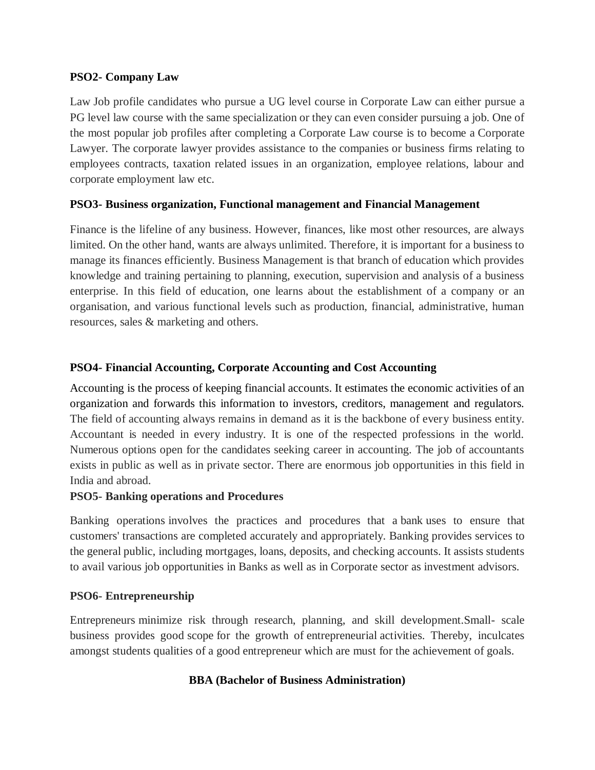**PSO2- Company Law**

Law Job profile candidates who pursue a UG level course in Corporate Law can either pursue a PG level law course with the same specialization or they can even consider pursuing a job. One of the most popular job profiles after completing a Corporate Law course is to become a Corporate Lawyer. The corporate lawyer provides assistance to the companies or business firms relating to employees contracts, taxation related issues in an organization, employee relations, labour and corporate employment law etc.

**PSO3- Business organization, Functional management and Financial Management**

Finance is the lifeline of any business. However, finances, like most other resources, are always limited. On the other hand, wants are always unlimited. Therefore, it is important for a business to manage its finances efficiently. Business Management is that branch of education which provides knowledge and training pertaining to planning, execution, supervision and analysis of a business enterprise. In this field of education, one learns about the establishment of a company or an organisation, and various functional levels such as production, financial, administrative, human resources, sales & marketing and others.

**PSO4- Financial Accounting, Corporate Accounting and Cost Accounting**

Accounting is the process of keeping financial accounts. It estimates the economic activities of an organization and forwards this information to investors, creditors, management and regulators. The field of accounting always remains in demand as it is the backbone of every business entity. Accountant is needed in every industry. It is one of the respected professions in the world. Numerous options open for the candidates seeking career in accounting. The job of accountants exists in public as well as in private sector. There are enormous job opportunities in this field in India and abroad.

**PSO5- Banking operations and Procedures**

Banking operations involves the practices and procedures that a bank uses to ensure that customers' transactions are completed accurately and appropriately. Banking provides services to the general public, including mortgages, loans, deposits, and checking accounts. It assists students to avail various job opportunities in Banks as well as in Corporate sector as investment advisors.

**PSO6- Entrepreneurship**

Entrepreneurs minimize risk through research, planning, and skill development.Small- scale business provides good scope for the growth of entrepreneurial activities. Thereby, inculcates amongst students qualities of a good entrepreneur which are must for the achievement of goals.

**BBA (Bachelor of Business Administration)**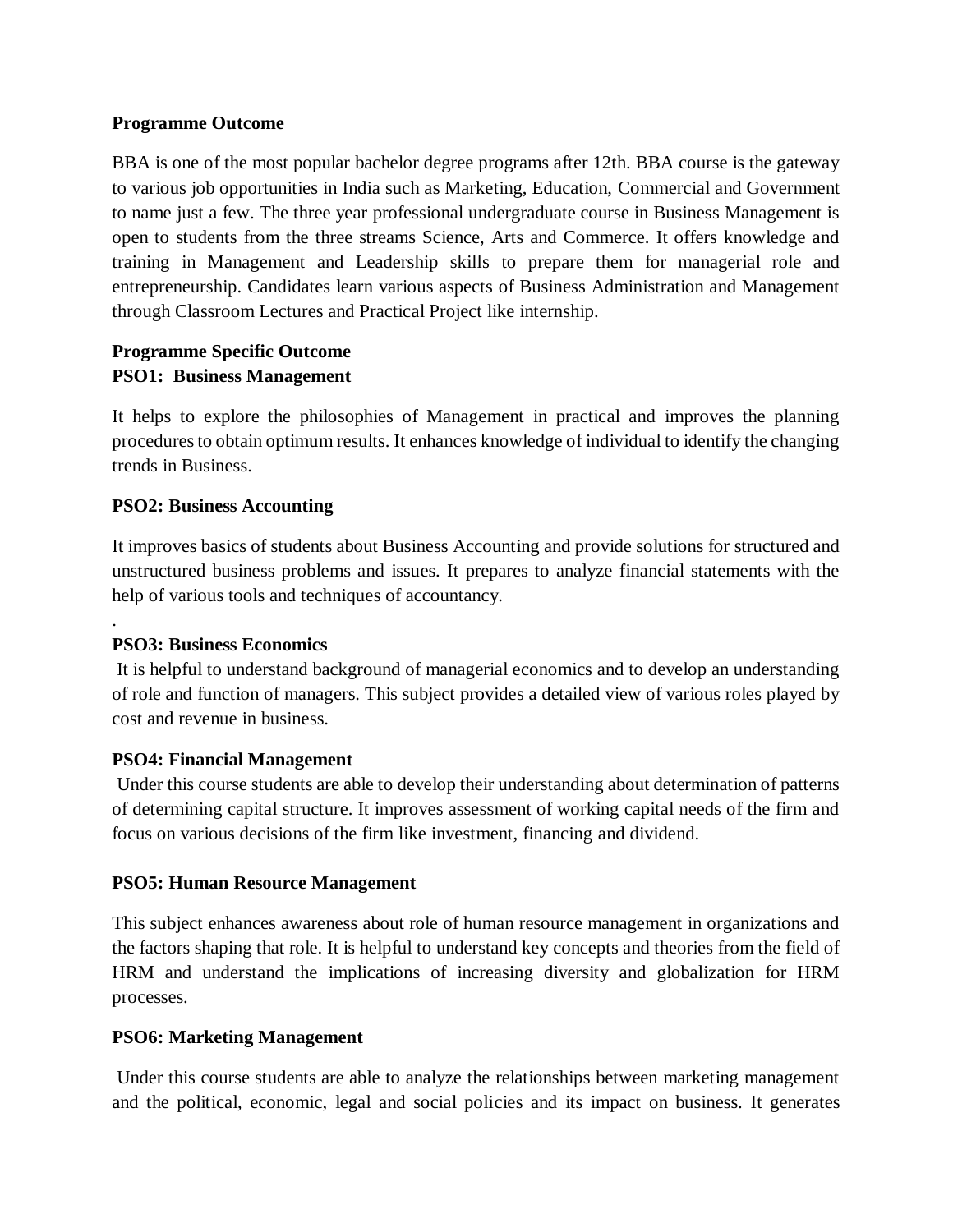**Programme Outcome**

BBA is one of the most popular bachelor degree programs after 12th. BBA course is the gateway to various job opportunities in India such as Marketing, Education, Commercial and Government to name just a few. The three year professional undergraduate course in Business Management is open to students from the three streams Science, Arts and Commerce. It offers knowledge and training in Management and Leadership skills to prepare them for managerial role and entrepreneurship. Candidates learn various aspects of Business Administration and Management through Classroom Lectures and Practical Project like internship.

**Programme Specific Outcome**
**PSO1: Business Management**

It helps to explore the philosophies of Management in practical and improves the planning procedures to obtain optimum results. It enhances knowledge of individual to identify the changing trends in Business.

**PSO2: Business Accounting**

It improves basics of students about Business Accounting and provide solutions for structured and unstructured business problems and issues. It prepares to analyze financial statements with the help of various tools and techniques of accountancy.

.

**PSO3: Business Economics**

It is helpful to understand background of managerial economics and to develop an understanding of role and function of managers. This subject provides a detailed view of various roles played by cost and revenue in business.

**PSO4: Financial Management**

Under this course students are able to develop their understanding about determination of patterns of determining capital structure. It improves assessment of working capital needs of the firm and focus on various decisions of the firm like investment, financing and dividend.

**PSO5: Human Resource Management**

This subject enhances awareness about role of human resource management in organizations and the factors shaping that role. It is helpful to understand key concepts and theories from the field of HRM and understand the implications of increasing diversity and globalization for HRM processes.

**PSO6: Marketing Management**

Under this course students are able to analyze the relationships between marketing management and the political, economic, legal and social policies and its impact on business. It generates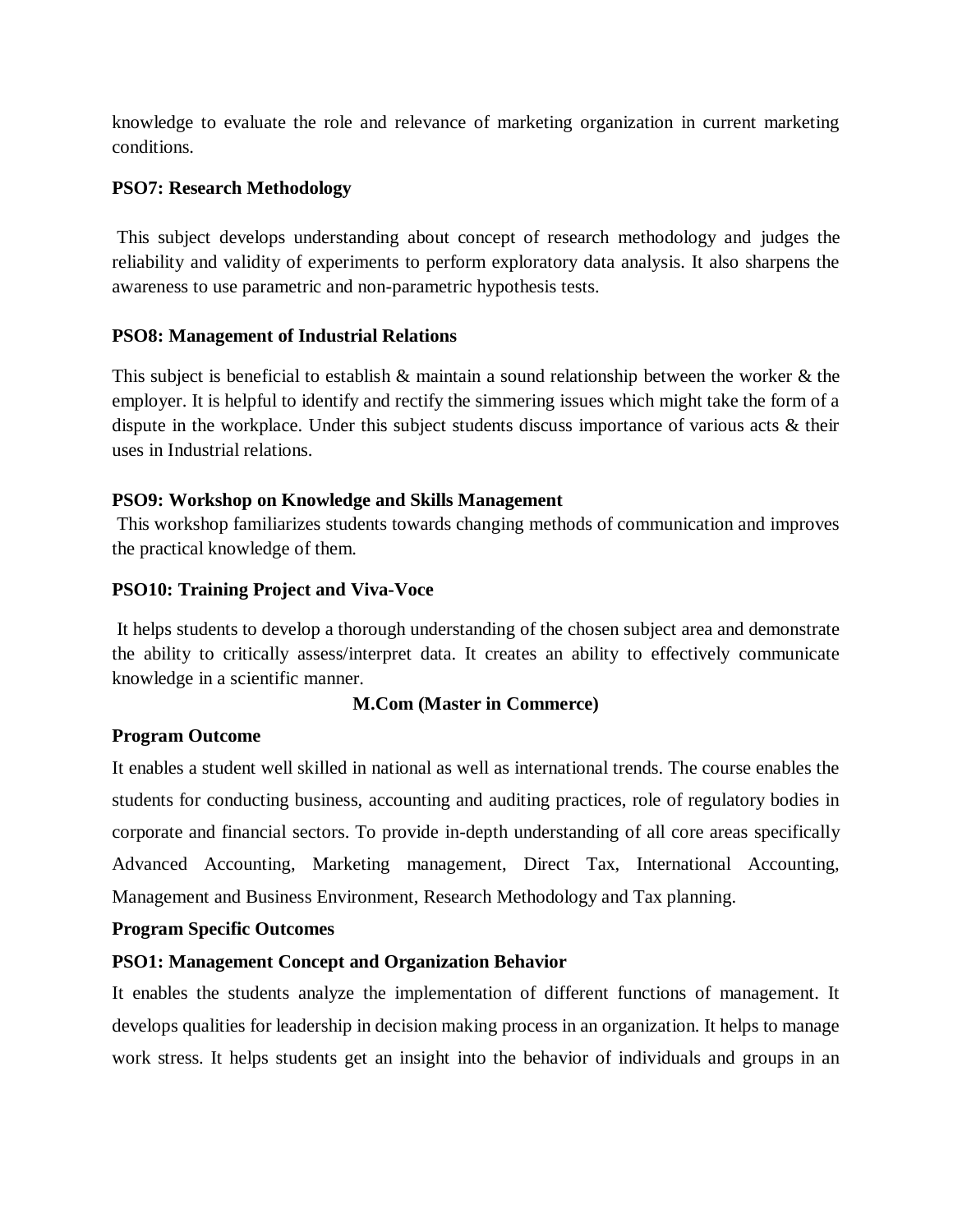knowledge to evaluate the role and relevance of marketing organization in current marketing conditions.

**PSO7: Research Methodology**

This subject develops understanding about concept of research methodology and judges the reliability and validity of experiments to perform exploratory data analysis. It also sharpens the awareness to use parametric and non-parametric hypothesis tests.

**PSO8: Management of Industrial Relations**

This subject is beneficial to establish & maintain a sound relationship between the worker & the employer. It is helpful to identify and rectify the simmering issues which might take the form of a dispute in the workplace. Under this subject students discuss importance of various acts & their uses in Industrial relations.

**PSO9: Workshop on Knowledge and Skills Management**

This workshop familiarizes students towards changing methods of communication and improves the practical knowledge of them.

**PSO10: Training Project and Viva-Voce**

It helps students to develop a thorough understanding of the chosen subject area and demonstrate the ability to critically assess/interpret data. It creates an ability to effectively communicate knowledge in a scientific manner.

## M.Com (Master in Commerce)

**Program Outcome**

It enables a student well skilled in national as well as international trends. The course enables the students for conducting business, accounting and auditing practices, role of regulatory bodies in corporate and financial sectors. To provide in-depth understanding of all core areas specifically Advanced Accounting, Marketing management, Direct Tax, International Accounting, Management and Business Environment, Research Methodology and Tax planning.

**Program Specific Outcomes**

**PSO1: Management Concept and Organization Behavior**

It enables the students analyze the implementation of different functions of management. It develops qualities for leadership in decision making process in an organization. It helps to manage work stress. It helps students get an insight into the behavior of individuals and groups in an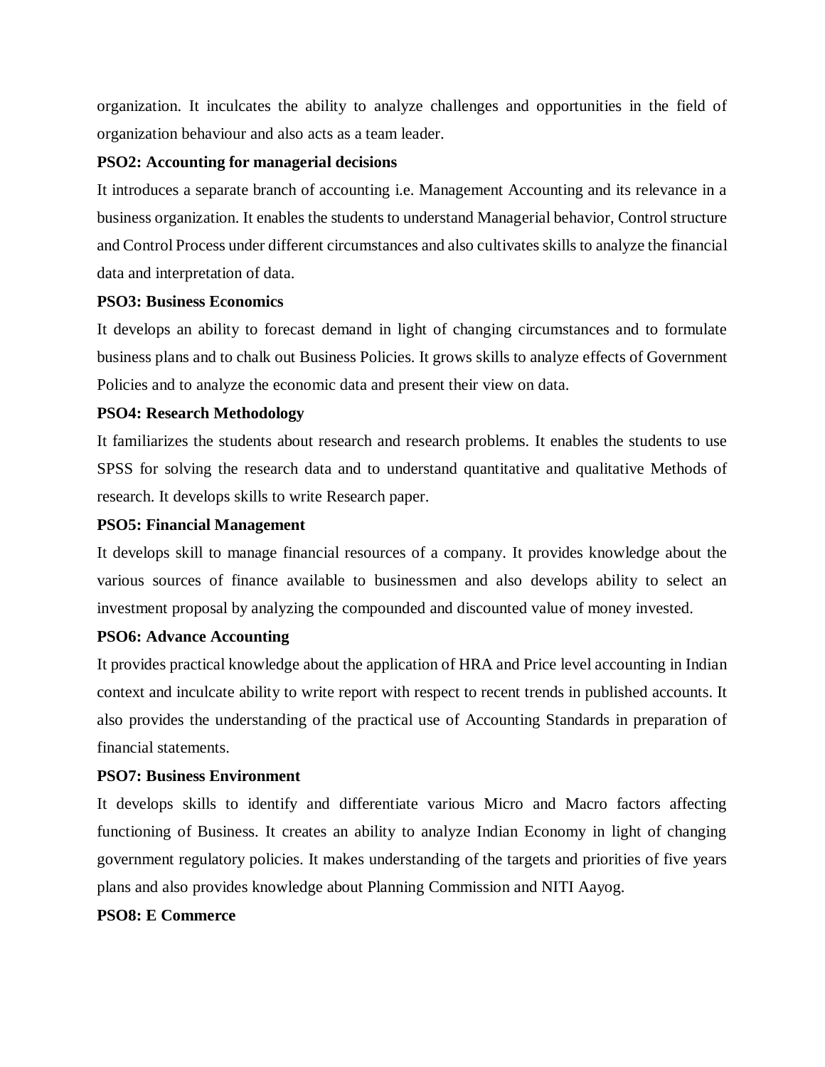organization. It inculcates the ability to analyze challenges and opportunities in the field of organization behaviour and also acts as a team leader.

**PSO2: Accounting for managerial decisions**

It introduces a separate branch of accounting i.e. Management Accounting and its relevance in a business organization. It enables the students to understand Managerial behavior, Control structure and Control Process under different circumstances and also cultivates skills to analyze the financial data and interpretation of data.

**PSO3: Business Economics**

It develops an ability to forecast demand in light of changing circumstances and to formulate business plans and to chalk out Business Policies. It grows skills to analyze effects of Government Policies and to analyze the economic data and present their view on data.

**PSO4: Research Methodology**

It familiarizes the students about research and research problems. It enables the students to use SPSS for solving the research data and to understand quantitative and qualitative Methods of research. It develops skills to write Research paper.

**PSO5: Financial Management**

It develops skill to manage financial resources of a company. It provides knowledge about the various sources of finance available to businessmen and also develops ability to select an investment proposal by analyzing the compounded and discounted value of money invested.

**PSO6: Advance Accounting**

It provides practical knowledge about the application of HRA and Price level accounting in Indian context and inculcate ability to write report with respect to recent trends in published accounts. It also provides the understanding of the practical use of Accounting Standards in preparation of financial statements.

**PSO7: Business Environment**

It develops skills to identify and differentiate various Micro and Macro factors affecting functioning of Business. It creates an ability to analyze Indian Economy in light of changing government regulatory policies. It makes understanding of the targets and priorities of five years plans and also provides knowledge about Planning Commission and NITI Aayog.

**PSO8: E Commerce**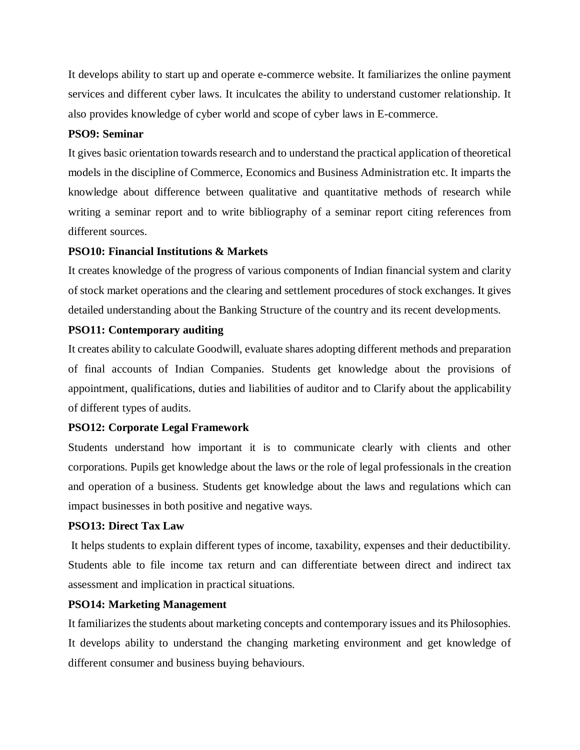It develops ability to start up and operate e-commerce website. It familiarizes the online payment services and different cyber laws. It inculcates the ability to understand customer relationship. It also provides knowledge of cyber world and scope of cyber laws in E-commerce.

**PSO9: Seminar**

It gives basic orientation towards research and to understand the practical application of theoretical models in the discipline of Commerce, Economics and Business Administration etc. It imparts the knowledge about difference between qualitative and quantitative methods of research while writing a seminar report and to write bibliography of a seminar report citing references from different sources.

**PSO10: Financial Institutions & Markets**

It creates knowledge of the progress of various components of Indian financial system and clarity of stock market operations and the clearing and settlement procedures of stock exchanges. It gives detailed understanding about the Banking Structure of the country and its recent developments.

**PSO11: Contemporary auditing**

It creates ability to calculate Goodwill, evaluate shares adopting different methods and preparation of final accounts of Indian Companies. Students get knowledge about the provisions of appointment, qualifications, duties and liabilities of auditor and to Clarify about the applicability of different types of audits.

**PSO12: Corporate Legal Framework**

Students understand how important it is to communicate clearly with clients and other corporations. Pupils get knowledge about the laws or the role of legal professionals in the creation and operation of a business. Students get knowledge about the laws and regulations which can impact businesses in both positive and negative ways.

**PSO13: Direct Tax Law**

It helps students to explain different types of income, taxability, expenses and their deductibility. Students able to file income tax return and can differentiate between direct and indirect tax assessment and implication in practical situations.

**PSO14: Marketing Management**

It familiarizes the students about marketing concepts and contemporary issues and its Philosophies. It develops ability to understand the changing marketing environment and get knowledge of different consumer and business buying behaviours.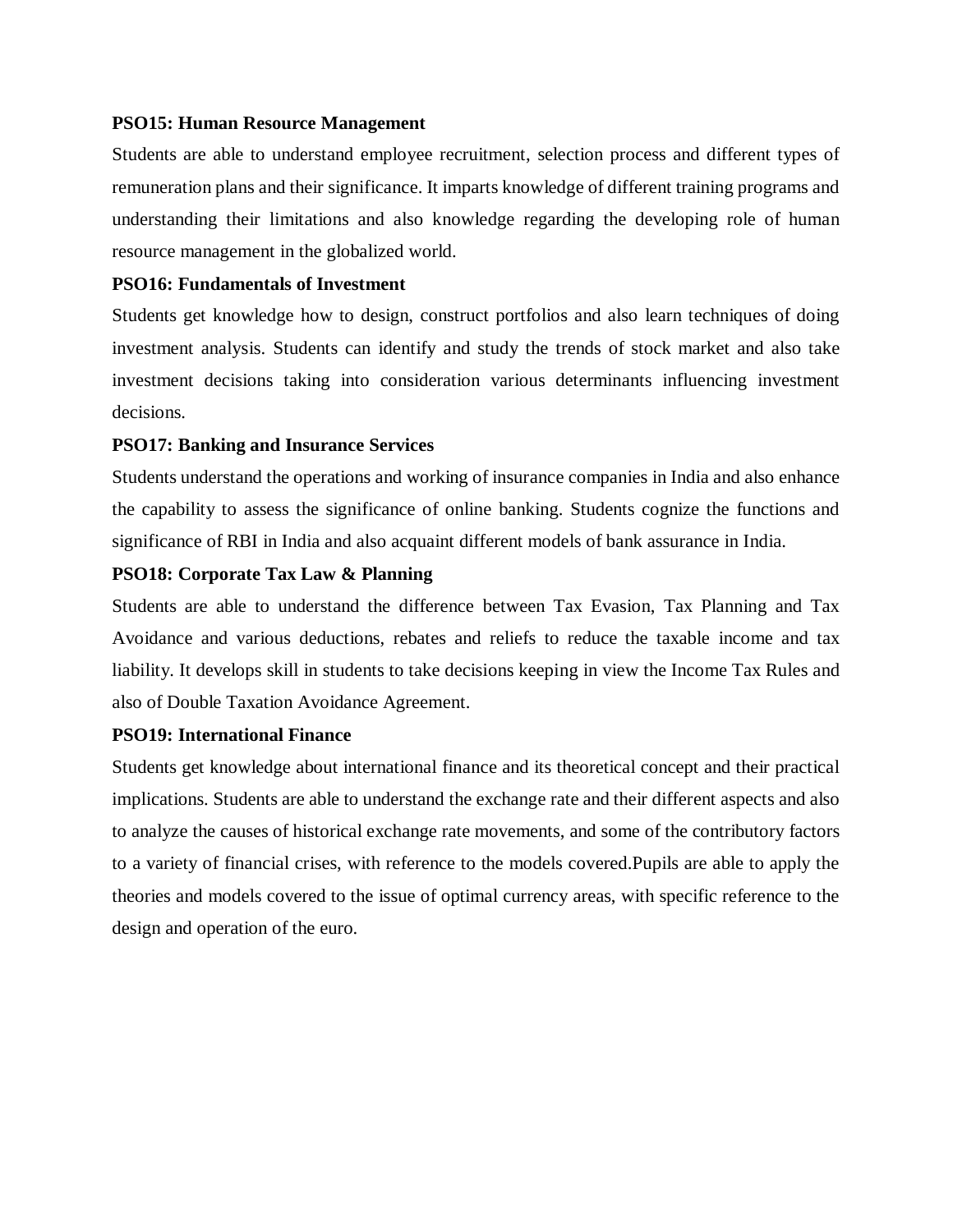**PSO15: Human Resource Management**

Students are able to understand employee recruitment, selection process and different types of remuneration plans and their significance. It imparts knowledge of different training programs and understanding their limitations and also knowledge regarding the developing role of human resource management in the globalized world.

**PSO16: Fundamentals of Investment**

Students get knowledge how to design, construct portfolios and also learn techniques of doing investment analysis. Students can identify and study the trends of stock market and also take investment decisions taking into consideration various determinants influencing investment decisions.

**PSO17: Banking and Insurance Services**

Students understand the operations and working of insurance companies in India and also enhance the capability to assess the significance of online banking. Students cognize the functions and significance of RBI in India and also acquaint different models of bank assurance in India.

**PSO18: Corporate Tax Law & Planning**

Students are able to understand the difference between Tax Evasion, Tax Planning and Tax Avoidance and various deductions, rebates and reliefs to reduce the taxable income and tax liability. It develops skill in students to take decisions keeping in view the Income Tax Rules and also of Double Taxation Avoidance Agreement.

**PSO19: International Finance**

Students get knowledge about international finance and its theoretical concept and their practical implications. Students are able to understand the exchange rate and their different aspects and also to analyze the causes of historical exchange rate movements, and some of the contributory factors to a variety of financial crises, with reference to the models covered.Pupils are able to apply the theories and models covered to the issue of optimal currency areas, with specific reference to the design and operation of the euro.